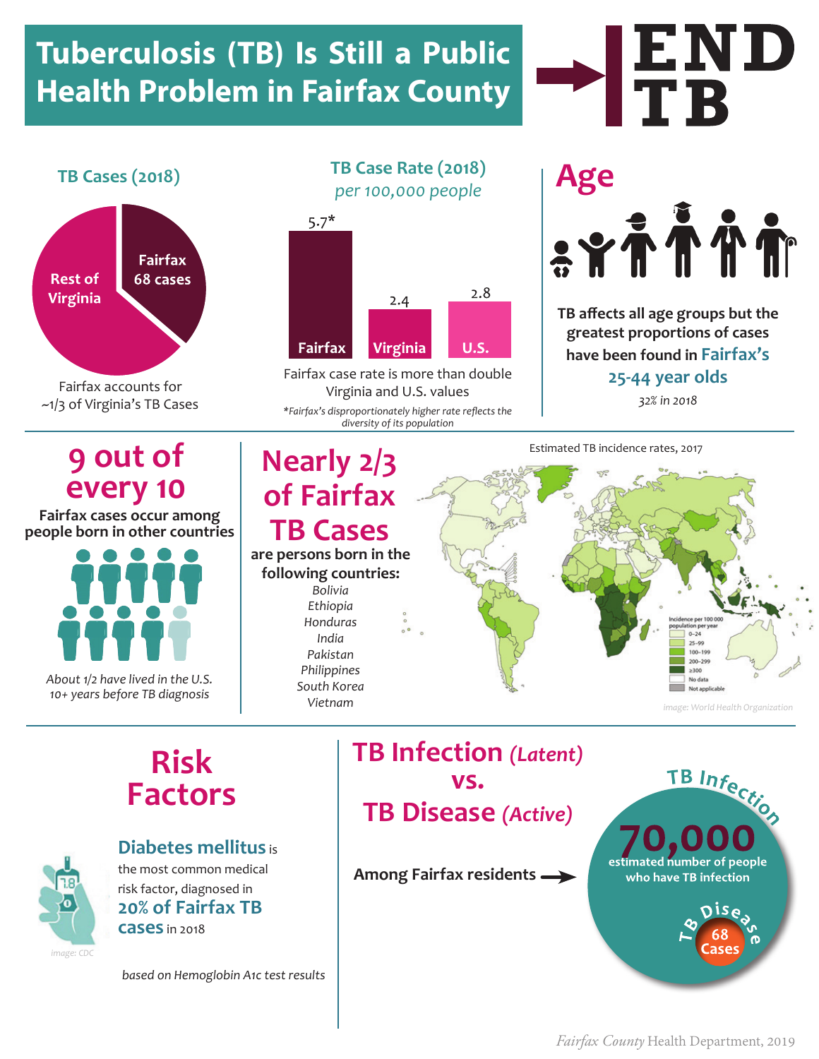# Tuberculosis (TB) Is Still a Public Health Problem in Fairfax County

END TB

## TB Cases (2018)

Rest of Virginia

Fairfax 68 cases

Fairfax accounts for ~1/3 of Virginia's TB Cases

## TB Case Rate (2018)

*per 100,000 people*

| Fairfax | Virginia | U.S. |
|---|---|---|
| 5.7* | 2.4 | 2.8 |

Fairfax case rate is more than double Virginia and U.S. values

*\*Fairfax's disproportionately higher rate reflects the diversity of its population*

## Age

TB affects all age groups but the greatest proportions of cases have been found in **Fairfax's 25-44 year olds**

*32% in 2018*

## 9 out of every 10

**Fairfax cases occur among people born in other countries**

*About 1/2 have lived in the U.S. 10+ years before TB diagnosis*

## Nearly 2/3 of Fairfax TB Cases

**are persons born in the following countries:**

*Bolivia*
*Ethiopia*
*Honduras*
*India*
*Pakistan*
*Philippines*
*South Korea*
*Vietnam*

Estimated TB incidence rates, 2017

Incidence per 100 000 population per year: 0–24; 25–99; 100–199; 200–299; ≥300; No data; Not applicable

*image: World Health Organization*

## Risk Factors

**Diabetes mellitus** is the most common medical risk factor, diagnosed in **20% of Fairfax TB cases** in 2018

*image: CDC*

*based on Hemoglobin A1c test results*

## TB Infection *(Latent)* vs. TB Disease *(Active)*

**Among Fairfax residents** →

**TB Infection**

**70,000** estimated number of people who have TB infection

**TB Disease**

**68 Cases**

*Fairfax County* Health Department, 2019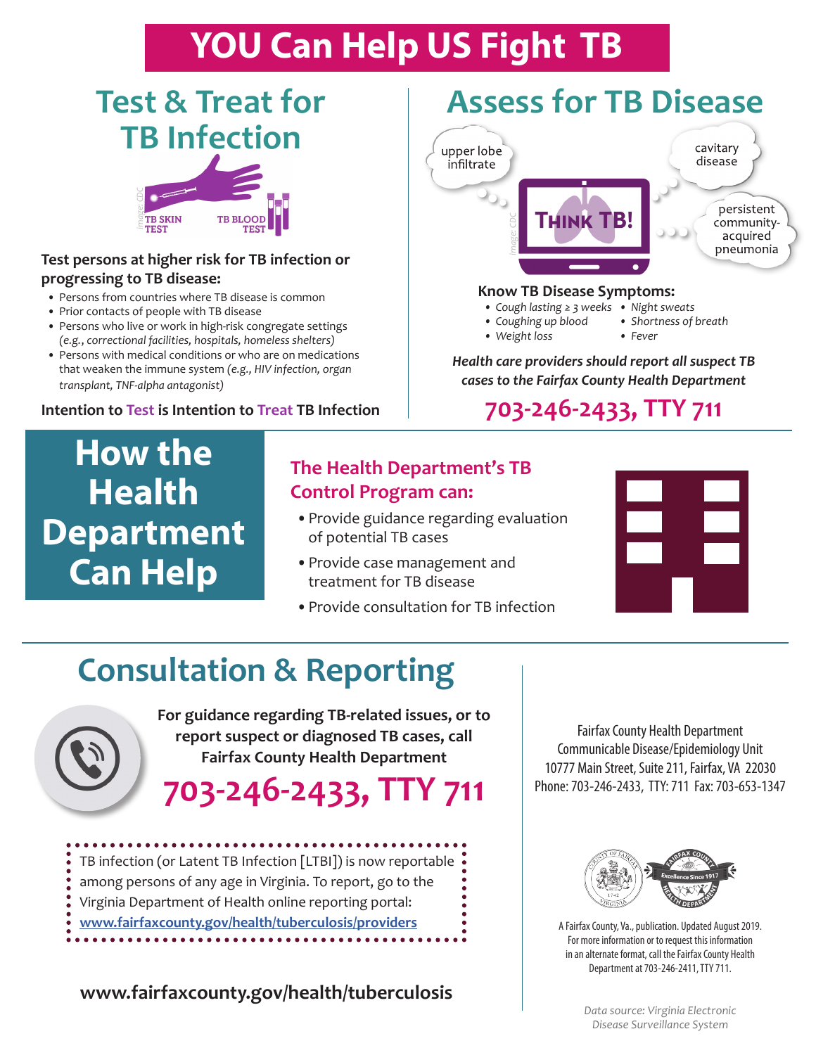# YOU Can Help US Fight TB

## Test & Treat for TB Infection

TB SKIN TEST

TB BLOOD TEST

image: CDC

**Test persons at higher risk for TB infection or progressing to TB disease:**

- Persons from countries where TB disease is common
- Prior contacts of people with TB disease
- Persons who live or work in high-risk congregate settings *(e.g., correctional facilities, hospitals, homeless shelters)*
- Persons with medical conditions or who are on medications that weaken the immune system *(e.g., HIV infection, organ transplant, TNF-alpha antagonist)*

**Intention to Test is Intention to Treat TB Infection**

## Assess for TB Disease

upper lobe infiltrate

cavitary disease

persistent community-acquired pneumonia

THINK TB!

image: CDC

**Know TB Disease Symptoms:**

- *Cough lasting ≥ 3 weeks*
- *Coughing up blood*
- *Weight loss*
- *Night sweats*
- *Shortness of breath*
- *Fever*

***Health care providers should report all suspect TB cases to the Fairfax County Health Department***

**703-246-2433, TTY 711**

## How the Health Department Can Help

### The Health Department's TB Control Program can:

- Provide guidance regarding evaluation of potential TB cases
- Provide case management and treatment for TB disease
- Provide consultation for TB infection

## Consultation & Reporting

**For guidance regarding TB-related issues, or to report suspect or diagnosed TB cases, call Fairfax County Health Department**

**703-246-2433, TTY 711**

TB infection (or Latent TB Infection [LTBI]) is now reportable among persons of any age in Virginia. To report, go to the Virginia Department of Health online reporting portal: www.fairfaxcounty.gov/health/tuberculosis/providers

**www.fairfaxcounty.gov/health/tuberculosis**

Fairfax County Health Department
Communicable Disease/Epidemiology Unit
10777 Main Street, Suite 211, Fairfax, VA 22030
Phone: 703-246-2433, TTY: 711 Fax: 703-653-1347

A Fairfax County, Va., publication. Updated August 2019. For more information or to request this information in an alternate format, call the Fairfax County Health Department at 703-246-2411, TTY 711.

*Data source: Virginia Electronic Disease Surveillance System*